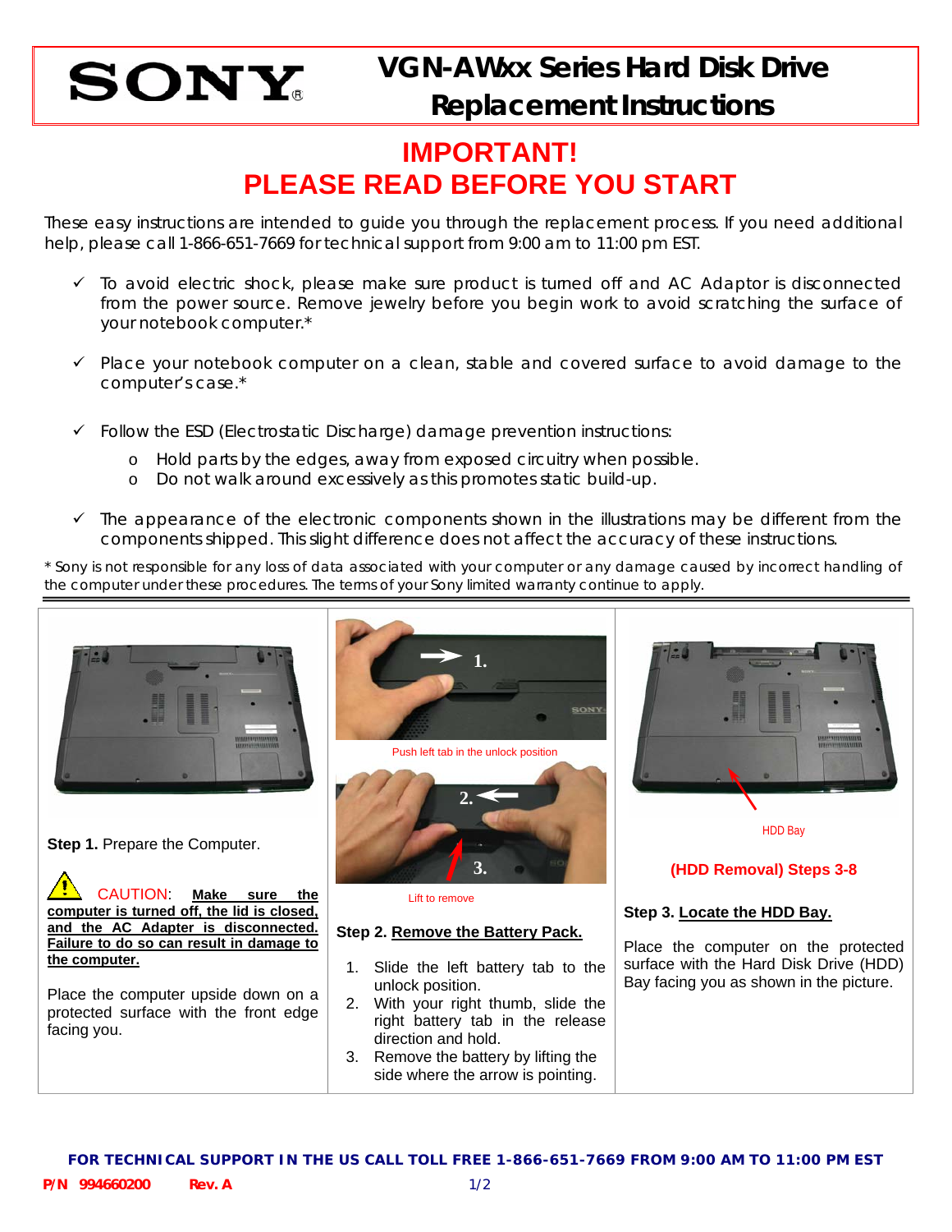# VGN-AWxx Series Hard Disk Drive Replacement Instructions

## IMPORTANT!
## PLEASE READ BEFORE YOU START

These easy instructions are intended to guide you through the replacement process. If you need additional help, please call 1-866-651-7669 for technical support from 9:00 am to 11:00 pm EST.

- ✓ To avoid electric shock, please make sure product is turned off and AC Adaptor is disconnected from the power source. Remove jewelry before you begin work to avoid scratching the surface of your notebook computer.*
- ✓ Place your notebook computer on a clean, stable and covered surface to avoid damage to the computer's case.*
- ✓ Follow the ESD (Electrostatic Discharge) damage prevention instructions:
  - Hold parts by the edges, away from exposed circuitry when possible.
  - Do not walk around excessively as this promotes static build-up.
- ✓ The appearance of the electronic components shown in the illustrations may be different from the components shipped. This slight difference does not affect the accuracy of these instructions.

* Sony is not responsible for any loss of data associated with your computer or any damage caused by incorrect handling of the computer under these procedures. The terms of your Sony limited warranty continue to apply.

---

**Step 1.** Prepare the Computer.

CAUTION: **Make sure the computer is turned off, the lid is closed, and the AC Adapter is disconnected. Failure to do so can result in damage to the computer.**

Place the computer upside down on a protected surface with the front edge facing you.

1.

Push left tab in the unlock position

2.

3.

Lift to remove

**Step 2. Remove the Battery Pack.**

1. Slide the left battery tab to the unlock position.
2. With your right thumb, slide the right battery tab in the release direction and hold.
3. Remove the battery by lifting the side where the arrow is pointing.

HDD Bay

**(HDD Removal) Steps 3-8**

**Step 3. Locate the HDD Bay.**

Place the computer on the protected surface with the Hard Disk Drive (HDD) Bay facing you as shown in the picture.

**FOR TECHNICAL SUPPORT IN THE US CALL TOLL FREE 1-866-651-7669 FROM 9:00 AM TO 11:00 PM EST**

**P/N 994660200 Rev. A**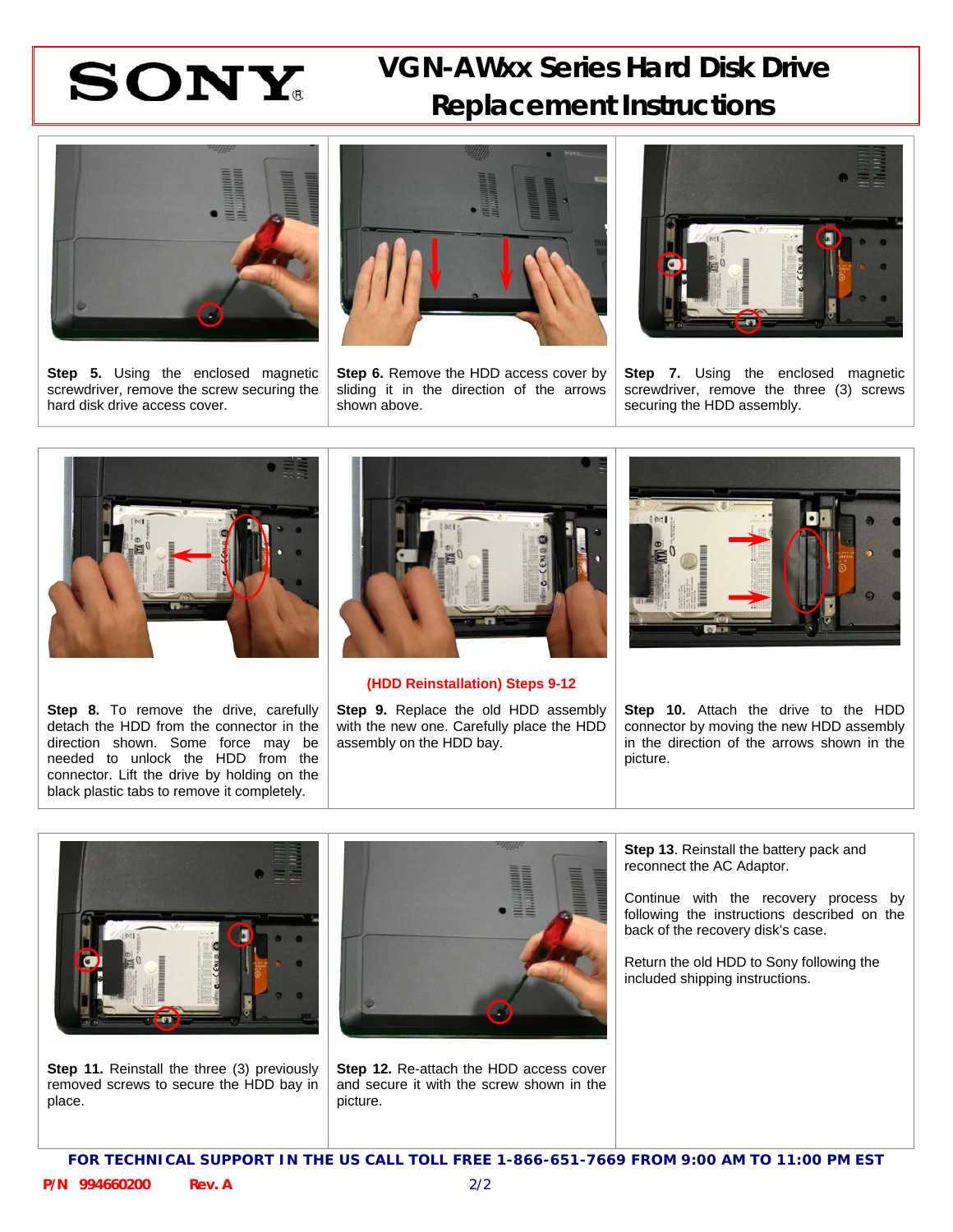# VGN-AWxx Series Hard Disk Drive Replacement Instructions

**Step 5.** Using the enclosed magnetic screwdriver, remove the screw securing the hard disk drive access cover.

**Step 6.** Remove the HDD access cover by sliding it in the direction of the arrows shown above.

**Step 7.** Using the enclosed magnetic screwdriver, remove the three (3) screws securing the HDD assembly.

**Step 8.** To remove the drive, carefully detach the HDD from the connector in the direction shown. Some force may be needed to unlock the HDD from the connector. Lift the drive by holding on the black plastic tabs to remove it completely.

**(HDD Reinstallation) Steps 9-12**

**Step 9.** Replace the old HDD assembly with the new one. Carefully place the HDD assembly on the HDD bay.

**Step 10.** Attach the drive to the HDD connector by moving the new HDD assembly in the direction of the arrows shown in the picture.

**Step 11.** Reinstall the three (3) previously removed screws to secure the HDD bay in place.

**Step 12.** Re-attach the HDD access cover and secure it with the screw shown in the picture.

**Step 13**. Reinstall the battery pack and reconnect the AC Adaptor.

Continue with the recovery process by following the instructions described on the back of the recovery disk's case.

Return the old HDD to Sony following the included shipping instructions.

**FOR TECHNICAL SUPPORT IN THE US CALL TOLL FREE 1-866-651-7669 FROM 9:00 AM TO 11:00 PM EST**

**P/N 994660200 Rev. A**